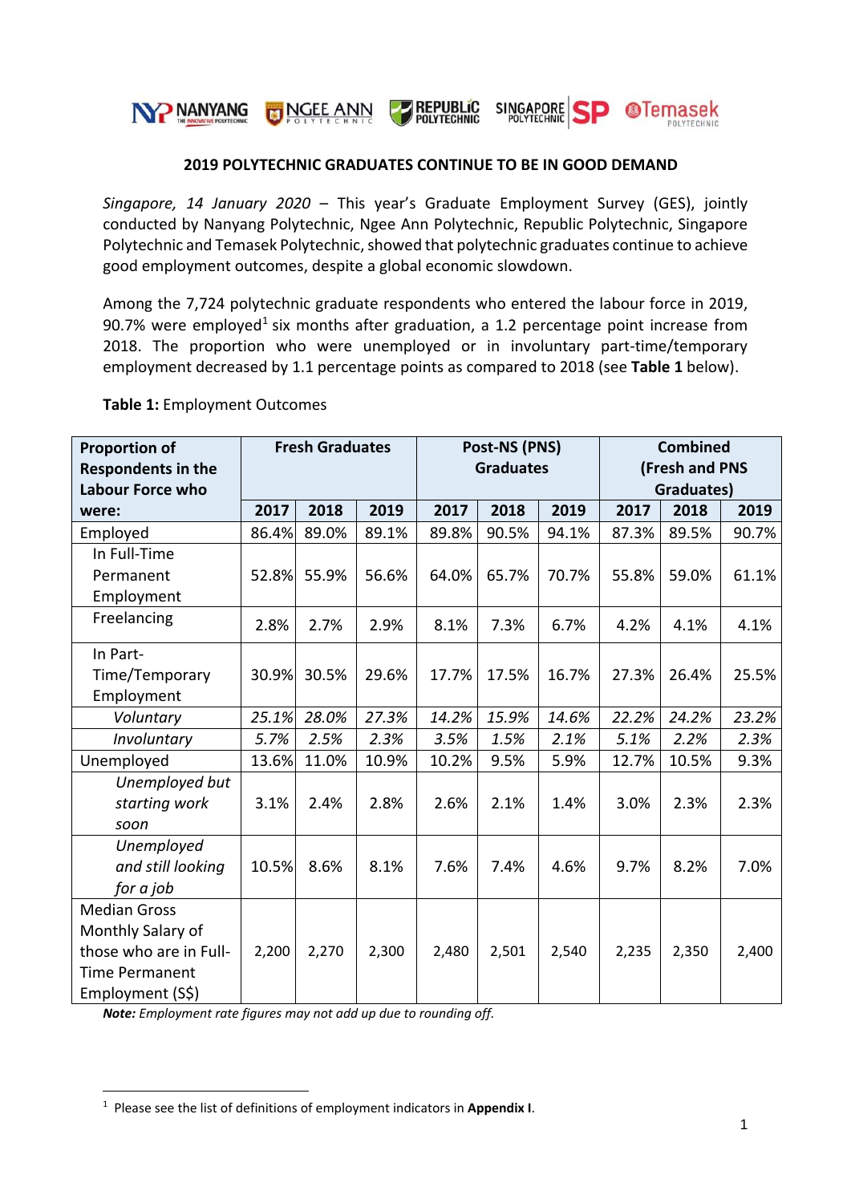**2019 POLYTECHNIC GRADUATES CONTINUE TO BE IN GOOD DEMAND**

*Singapore, 14 January 2020* – This year's Graduate Employment Survey (GES), jointly conducted by Nanyang Polytechnic, Ngee Ann Polytechnic, Republic Polytechnic, Singapore Polytechnic and Temasek Polytechnic, showed that polytechnic graduates continue to achieve good employment outcomes, despite a global economic slowdown.

Among the 7,724 polytechnic graduate respondents who entered the labour force in 2019, 90.7% were employed[1] six months after graduation, a 1.2 percentage point increase from 2018. The proportion who were unemployed or in involuntary part-time/temporary employment decreased by 1.1 percentage points as compared to 2018 (see **Table 1** below).

**Table 1:** Employment Outcomes

| Proportion of Respondents in the Labour Force who were: | Fresh Graduates | | | Post-NS (PNS) Graduates | | | Combined (Fresh and PNS Graduates) | | |
|---|---|---|---|---|---|---|---|---|---|
| | **2017** | **2018** | **2019** | **2017** | **2018** | **2019** | **2017** | **2018** | **2019** |
| Employed | 86.4% | 89.0% | 89.1% | 89.8% | 90.5% | 94.1% | 87.3% | 89.5% | 90.7% |
| In Full-Time Permanent Employment | 52.8% | 55.9% | 56.6% | 64.0% | 65.7% | 70.7% | 55.8% | 59.0% | 61.1% |
| Freelancing | 2.8% | 2.7% | 2.9% | 8.1% | 7.3% | 6.7% | 4.2% | 4.1% | 4.1% |
| In Part-Time/Temporary Employment | 30.9% | 30.5% | 29.6% | 17.7% | 17.5% | 16.7% | 27.3% | 26.4% | 25.5% |
| *Voluntary* | *25.1%* | *28.0%* | *27.3%* | *14.2%* | *15.9%* | *14.6%* | *22.2%* | *24.2%* | *23.2%* |
| *Involuntary* | *5.7%* | *2.5%* | *2.3%* | *3.5%* | *1.5%* | *2.1%* | *5.1%* | *2.2%* | *2.3%* |
| Unemployed | 13.6% | 11.0% | 10.9% | 10.2% | 9.5% | 5.9% | 12.7% | 10.5% | 9.3% |
| *Unemployed but starting work soon* | 3.1% | 2.4% | 2.8% | 2.6% | 2.1% | 1.4% | 3.0% | 2.3% | 2.3% |
| *Unemployed and still looking for a job* | 10.5% | 8.6% | 8.1% | 7.6% | 7.4% | 4.6% | 9.7% | 8.2% | 7.0% |
| Median Gross Monthly Salary of those who are in Full-Time Permanent Employment (S$) | 2,200 | 2,270 | 2,300 | 2,480 | 2,501 | 2,540 | 2,235 | 2,350 | 2,400 |

***Note:*** *Employment rate figures may not add up due to rounding off.*

[1] Please see the list of definitions of employment indicators in **Appendix I**.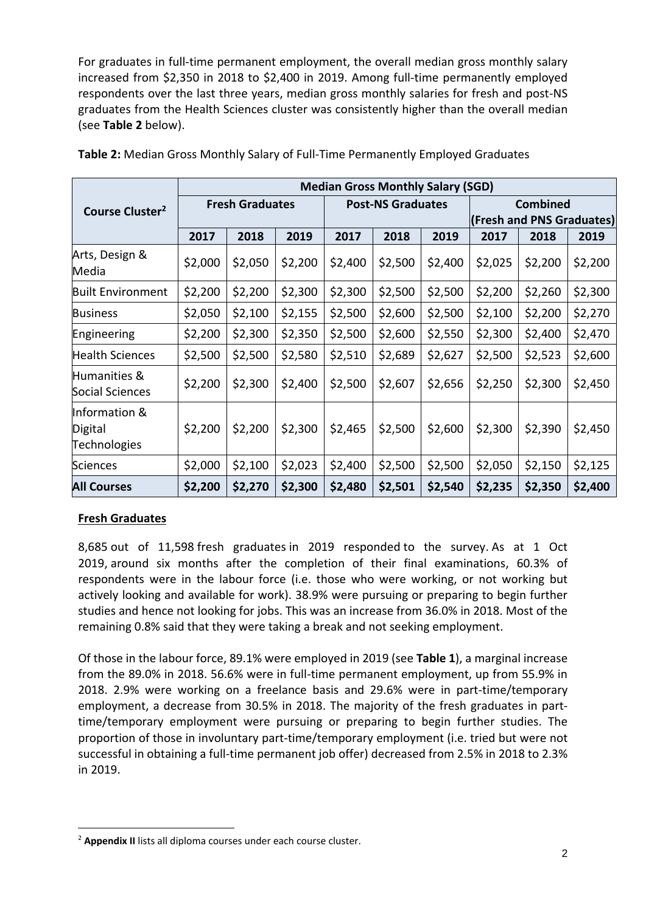For graduates in full-time permanent employment, the overall median gross monthly salary increased from $2,350 in 2018 to $2,400 in 2019. Among full-time permanently employed respondents over the last three years, median gross monthly salaries for fresh and post-NS graduates from the Health Sciences cluster was consistently higher than the overall median (see **Table 2** below).

**Table 2:** Median Gross Monthly Salary of Full-Time Permanently Employed Graduates

| Course Cluster[2] | Median Gross Monthly Salary (SGD) | | | | | | | | |
|---|---|---|---|---|---|---|---|---|---|
| | Fresh Graduates | | | Post-NS Graduates | | | Combined (Fresh and PNS Graduates) | | |
| | 2017 | 2018 | 2019 | 2017 | 2018 | 2019 | 2017 | 2018 | 2019 |
| Arts, Design & Media | $2,000 | $2,050 | $2,200 | $2,400 | $2,500 | $2,400 | $2,025 | $2,200 | $2,200 |
| Built Environment | $2,200 | $2,200 | $2,300 | $2,300 | $2,500 | $2,500 | $2,200 | $2,260 | $2,300 |
| Business | $2,050 | $2,100 | $2,155 | $2,500 | $2,600 | $2,500 | $2,100 | $2,200 | $2,270 |
| Engineering | $2,200 | $2,300 | $2,350 | $2,500 | $2,600 | $2,550 | $2,300 | $2,400 | $2,470 |
| Health Sciences | $2,500 | $2,500 | $2,580 | $2,510 | $2,689 | $2,627 | $2,500 | $2,523 | $2,600 |
| Humanities & Social Sciences | $2,200 | $2,300 | $2,400 | $2,500 | $2,607 | $2,656 | $2,250 | $2,300 | $2,450 |
| Information & Digital Technologies | $2,200 | $2,200 | $2,300 | $2,465 | $2,500 | $2,600 | $2,300 | $2,390 | $2,450 |
| Sciences | $2,000 | $2,100 | $2,023 | $2,400 | $2,500 | $2,500 | $2,050 | $2,150 | $2,125 |
| **All Courses** | **$2,200** | **$2,270** | **$2,300** | **$2,480** | **$2,501** | **$2,540** | **$2,235** | **$2,350** | **$2,400** |

**Fresh Graduates**

8,685 out of 11,598 fresh graduates in 2019 responded to the survey. As at 1 Oct 2019, around six months after the completion of their final examinations, 60.3% of respondents were in the labour force (i.e. those who were working, or not working but actively looking and available for work). 38.9% were pursuing or preparing to begin further studies and hence not looking for jobs. This was an increase from 36.0% in 2018. Most of the remaining 0.8% said that they were taking a break and not seeking employment.

Of those in the labour force, 89.1% were employed in 2019 (see **Table 1**), a marginal increase from the 89.0% in 2018. 56.6% were in full-time permanent employment, up from 55.9% in 2018. 2.9% were working on a freelance basis and 29.6% were in part-time/temporary employment, a decrease from 30.5% in 2018. The majority of the fresh graduates in part-time/temporary employment were pursuing or preparing to begin further studies. The proportion of those in involuntary part-time/temporary employment (i.e. tried but were not successful in obtaining a full-time permanent job offer) decreased from 2.5% in 2018 to 2.3% in 2019.

[2] **Appendix II** lists all diploma courses under each course cluster.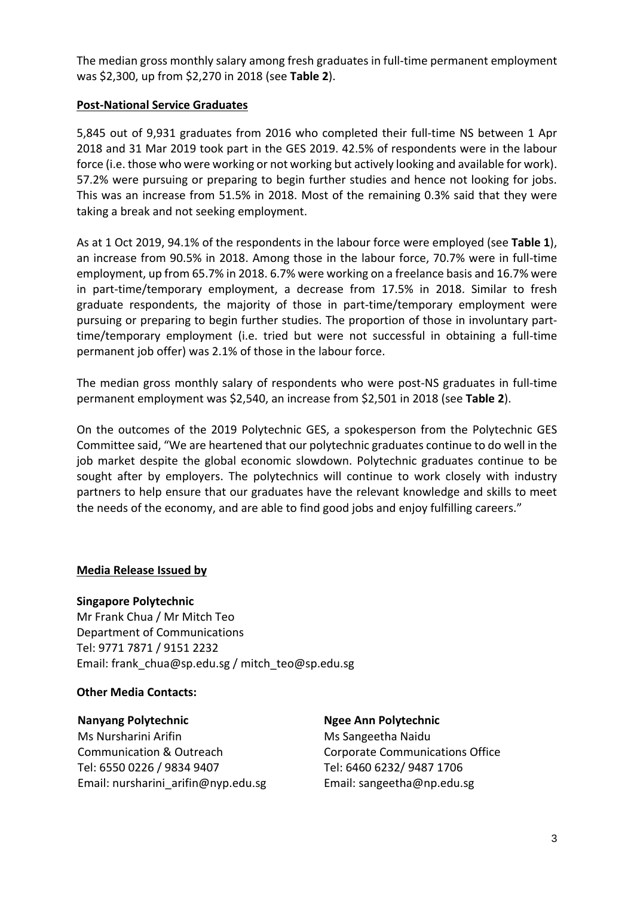The median gross monthly salary among fresh graduates in full-time permanent employment was $2,300, up from $2,270 in 2018 (see **Table 2**).

**Post-National Service Graduates**

5,845 out of 9,931 graduates from 2016 who completed their full-time NS between 1 Apr 2018 and 31 Mar 2019 took part in the GES 2019. 42.5% of respondents were in the labour force (i.e. those who were working or not working but actively looking and available for work). 57.2% were pursuing or preparing to begin further studies and hence not looking for jobs. This was an increase from 51.5% in 2018. Most of the remaining 0.3% said that they were taking a break and not seeking employment.

As at 1 Oct 2019, 94.1% of the respondents in the labour force were employed (see **Table 1**), an increase from 90.5% in 2018. Among those in the labour force, 70.7% were in full-time employment, up from 65.7% in 2018. 6.7% were working on a freelance basis and 16.7% were in part-time/temporary employment, a decrease from 17.5% in 2018. Similar to fresh graduate respondents, the majority of those in part-time/temporary employment were pursuing or preparing to begin further studies. The proportion of those in involuntary part-time/temporary employment (i.e. tried but were not successful in obtaining a full-time permanent job offer) was 2.1% of those in the labour force.

The median gross monthly salary of respondents who were post-NS graduates in full-time permanent employment was $2,540, an increase from $2,501 in 2018 (see **Table 2**).

On the outcomes of the 2019 Polytechnic GES, a spokesperson from the Polytechnic GES Committee said, "We are heartened that our polytechnic graduates continue to do well in the job market despite the global economic slowdown. Polytechnic graduates continue to be sought after by employers. The polytechnics will continue to work closely with industry partners to help ensure that our graduates have the relevant knowledge and skills to meet the needs of the economy, and are able to find good jobs and enjoy fulfilling careers."

**Media Release Issued by**

**Singapore Polytechnic**
Mr Frank Chua / Mr Mitch Teo
Department of Communications
Tel: 9771 7871 / 9151 2232
Email: frank_chua@sp.edu.sg / mitch_teo@sp.edu.sg

**Other Media Contacts:**

**Nanyang Polytechnic**
Ms Nursharini Arifin
Communication & Outreach
Tel: 6550 0226 / 9834 9407
Email: nursharini_arifin@nyp.edu.sg

**Ngee Ann Polytechnic**
Ms Sangeetha Naidu
Corporate Communications Office
Tel: 6460 6232/ 9487 1706
Email: sangeetha@np.edu.sg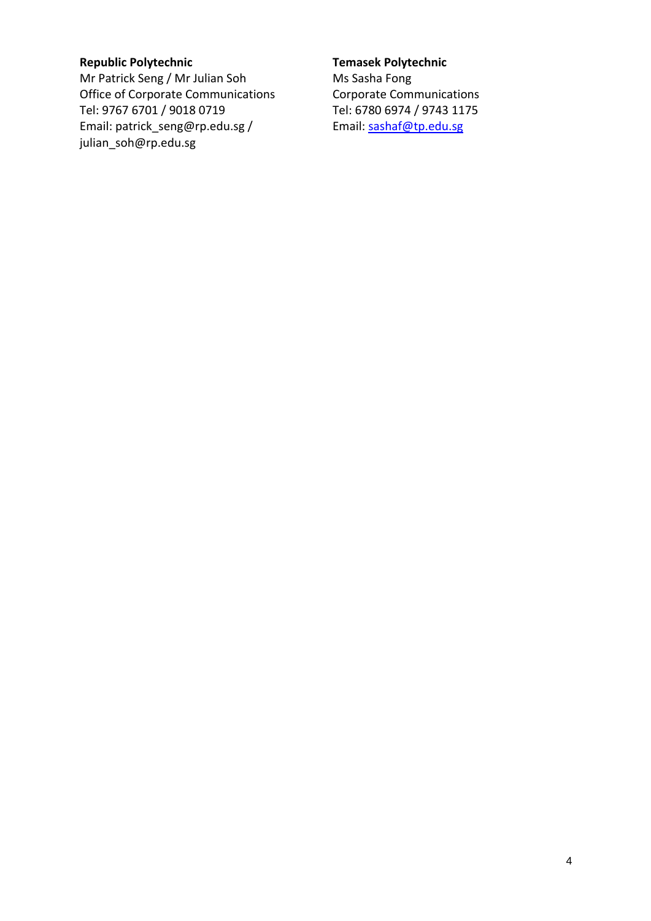**Republic Polytechnic**
Mr Patrick Seng / Mr Julian Soh
Office of Corporate Communications
Tel: 9767 6701 / 9018 0719
Email: patrick_seng@rp.edu.sg / julian_soh@rp.edu.sg

**Temasek Polytechnic**
Ms Sasha Fong
Corporate Communications
Tel: 6780 6974 / 9743 1175
Email: sashaf@tp.edu.sg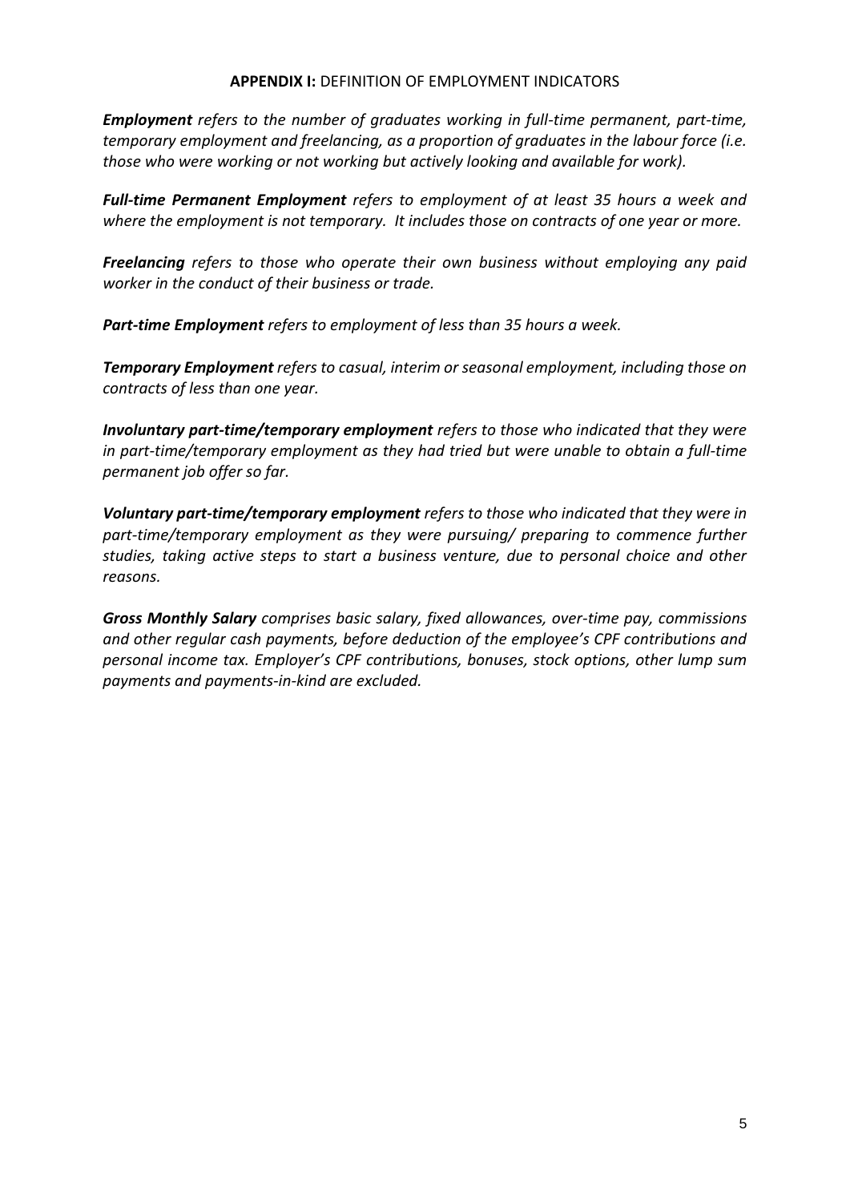## **APPENDIX I:** DEFINITION OF EMPLOYMENT INDICATORS

***Employment*** *refers to the number of graduates working in full-time permanent, part-time, temporary employment and freelancing, as a proportion of graduates in the labour force (i.e. those who were working or not working but actively looking and available for work).*

***Full-time Permanent Employment*** *refers to employment of at least 35 hours a week and where the employment is not temporary. It includes those on contracts of one year or more.*

***Freelancing*** *refers to those who operate their own business without employing any paid worker in the conduct of their business or trade.*

***Part-time Employment*** *refers to employment of less than 35 hours a week.*

***Temporary Employment*** *refers to casual, interim or seasonal employment, including those on contracts of less than one year.*

***Involuntary part-time/temporary employment*** *refers to those who indicated that they were in part-time/temporary employment as they had tried but were unable to obtain a full-time permanent job offer so far.*

***Voluntary part-time/temporary employment*** *refers to those who indicated that they were in part-time/temporary employment as they were pursuing/ preparing to commence further studies, taking active steps to start a business venture, due to personal choice and other reasons.*

***Gross Monthly Salary*** *comprises basic salary, fixed allowances, over-time pay, commissions and other regular cash payments, before deduction of the employee's CPF contributions and personal income tax. Employer's CPF contributions, bonuses, stock options, other lump sum payments and payments-in-kind are excluded.*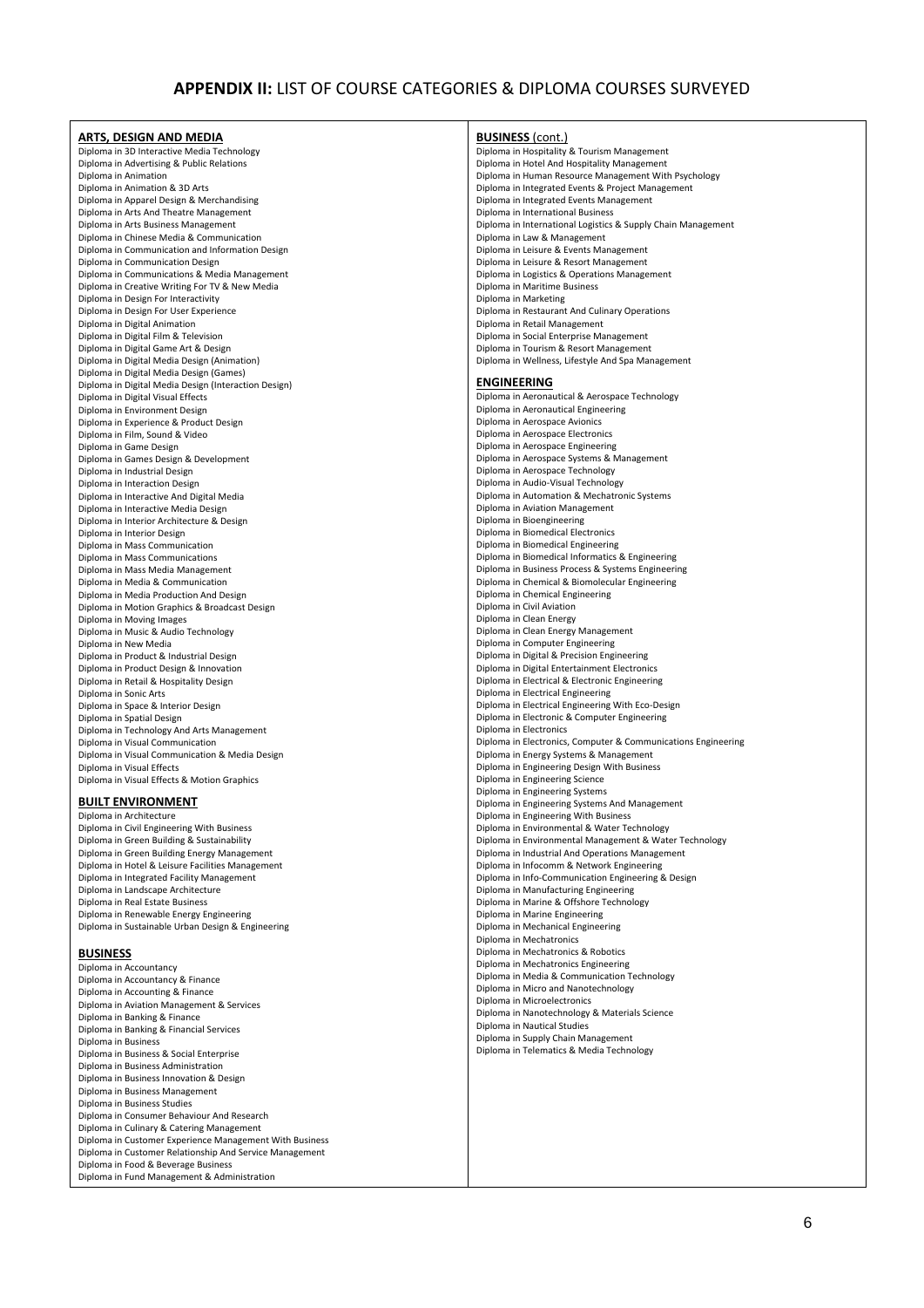# APPENDIX II: LIST OF COURSE CATEGORIES & DIPLOMA COURSES SURVEYED

## ARTS, DESIGN AND MEDIA

Diploma in 3D Interactive Media Technology
Diploma in Advertising & Public Relations
Diploma in Animation
Diploma in Animation & 3D Arts
Diploma in Apparel Design & Merchandising
Diploma in Arts And Theatre Management
Diploma in Arts Business Management
Diploma in Chinese Media & Communication
Diploma in Communication and Information Design
Diploma in Communication Design
Diploma in Communications & Media Management
Diploma in Creative Writing For TV & New Media
Diploma in Design For Interactivity
Diploma in Design For User Experience
Diploma in Digital Animation
Diploma in Digital Film & Television
Diploma in Digital Game Art & Design
Diploma in Digital Media Design (Animation)
Diploma in Digital Media Design (Games)
Diploma in Digital Media Design (Interaction Design)
Diploma in Digital Visual Effects
Diploma in Environment Design
Diploma in Experience & Product Design
Diploma in Film, Sound & Video
Diploma in Game Design
Diploma in Games Design & Development
Diploma in Industrial Design
Diploma in Interaction Design
Diploma in Interactive And Digital Media
Diploma in Interactive Media Design
Diploma in Interior Architecture & Design
Diploma in Interior Design
Diploma in Mass Communication
Diploma in Mass Communications
Diploma in Mass Media Management
Diploma in Media & Communication
Diploma in Media Production And Design
Diploma in Motion Graphics & Broadcast Design
Diploma in Moving Images
Diploma in Music & Audio Technology
Diploma in New Media
Diploma in Product & Industrial Design
Diploma in Product Design & Innovation
Diploma in Retail & Hospitality Design
Diploma in Sonic Arts
Diploma in Space & Interior Design
Diploma in Spatial Design
Diploma in Technology And Arts Management
Diploma in Visual Communication
Diploma in Visual Communication & Media Design
Diploma in Visual Effects
Diploma in Visual Effects & Motion Graphics

## BUILT ENVIRONMENT

Diploma in Architecture
Diploma in Civil Engineering With Business
Diploma in Green Building & Sustainability
Diploma in Green Building Energy Management
Diploma in Hotel & Leisure Facilities Management
Diploma in Integrated Facility Management
Diploma in Landscape Architecture
Diploma in Real Estate Business
Diploma in Renewable Energy Engineering
Diploma in Sustainable Urban Design & Engineering

## BUSINESS

Diploma in Accountancy
Diploma in Accountancy & Finance
Diploma in Accounting & Finance
Diploma in Aviation Management & Services
Diploma in Banking & Finance
Diploma in Banking & Financial Services
Diploma in Business
Diploma in Business & Social Enterprise
Diploma in Business Administration
Diploma in Business Innovation & Design
Diploma in Business Management
Diploma in Business Studies
Diploma in Consumer Behaviour And Research
Diploma in Culinary & Catering Management
Diploma in Customer Experience Management With Business
Diploma in Customer Relationship And Service Management
Diploma in Food & Beverage Business
Diploma in Fund Management & Administration

## BUSINESS (cont.)

Diploma in Hospitality & Tourism Management
Diploma in Hotel And Hospitality Management
Diploma in Human Resource Management With Psychology
Diploma in Integrated Events & Project Management
Diploma in Integrated Events Management
Diploma in International Business
Diploma in International Logistics & Supply Chain Management
Diploma in Law & Management
Diploma in Leisure & Events Management
Diploma in Leisure & Resort Management
Diploma in Logistics & Operations Management
Diploma in Maritime Business
Diploma in Marketing
Diploma in Restaurant And Culinary Operations
Diploma in Retail Management
Diploma in Social Enterprise Management
Diploma in Tourism & Resort Management
Diploma in Wellness, Lifestyle And Spa Management

## ENGINEERING

Diploma in Aeronautical & Aerospace Technology
Diploma in Aeronautical Engineering
Diploma in Aerospace Avionics
Diploma in Aerospace Electronics
Diploma in Aerospace Engineering
Diploma in Aerospace Systems & Management
Diploma in Aerospace Technology
Diploma in Audio-Visual Technology
Diploma in Automation & Mechatronic Systems
Diploma in Aviation Management
Diploma in Bioengineering
Diploma in Biomedical Electronics
Diploma in Biomedical Engineering
Diploma in Biomedical Informatics & Engineering
Diploma in Business Process & Systems Engineering
Diploma in Chemical & Biomolecular Engineering
Diploma in Chemical Engineering
Diploma in Civil Aviation
Diploma in Clean Energy
Diploma in Clean Energy Management
Diploma in Computer Engineering
Diploma in Digital & Precision Engineering
Diploma in Digital Entertainment Electronics
Diploma in Electrical & Electronic Engineering
Diploma in Electrical Engineering
Diploma in Electrical Engineering With Eco-Design
Diploma in Electronic & Computer Engineering
Diploma in Electronics
Diploma in Electronics, Computer & Communications Engineering
Diploma in Energy Systems & Management
Diploma in Engineering Design With Business
Diploma in Engineering Science
Diploma in Engineering Systems
Diploma in Engineering Systems And Management
Diploma in Engineering With Business
Diploma in Environmental & Water Technology
Diploma in Environmental Management & Water Technology
Diploma in Industrial And Operations Management
Diploma in Infocomm & Network Engineering
Diploma in Info-Communication Engineering & Design
Diploma in Manufacturing Engineering
Diploma in Marine & Offshore Technology
Diploma in Marine Engineering
Diploma in Mechanical Engineering
Diploma in Mechatronics
Diploma in Mechatronics & Robotics
Diploma in Mechatronics Engineering
Diploma in Media & Communication Technology
Diploma in Micro and Nanotechnology
Diploma in Microelectronics
Diploma in Nanotechnology & Materials Science
Diploma in Nautical Studies
Diploma in Supply Chain Management
Diploma in Telematics & Media Technology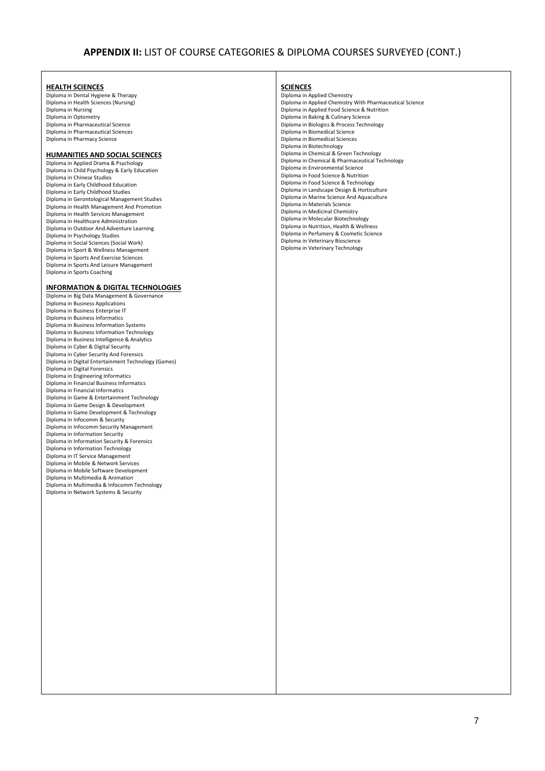# **APPENDIX II:** LIST OF COURSE CATEGORIES & DIPLOMA COURSES SURVEYED (CONT.)

**HEALTH SCIENCES**

Diploma in Dental Hygiene & Therapy
Diploma in Health Sciences (Nursing)
Diploma in Nursing
Diploma in Optometry
Diploma in Pharmaceutical Science
Diploma in Pharmaceutical Sciences
Diploma in Pharmacy Science

**HUMANITIES AND SOCIAL SCIENCES**

Diploma in Applied Drama & Psychology
Diploma in Child Psychology & Early Education
Diploma in Chinese Studies
Diploma in Early Childhood Education
Diploma in Early Childhood Studies
Diploma in Gerontological Management Studies
Diploma in Health Management And Promotion
Diploma in Health Services Management
Diploma in Healthcare Administration
Diploma in Outdoor And Adventure Learning
Diploma in Psychology Studies
Diploma in Social Sciences (Social Work)
Diploma in Sport & Wellness Management
Diploma in Sports And Exercise Sciences
Diploma in Sports And Leisure Management
Diploma in Sports Coaching

**INFORMATION & DIGITAL TECHNOLOGIES**

Diploma in Big Data Management & Governance
Diploma in Business Applications
Diploma in Business Enterprise IT
Diploma in Business Informatics
Diploma in Business Information Systems
Diploma in Business Information Technology
Diploma in Business Intelligence & Analytics
Diploma in Cyber & Digital Security
Diploma in Cyber Security And Forensics
Diploma in Digital Entertainment Technology (Games)
Diploma in Digital Forensics
Diploma in Engineering Informatics
Diploma in Financial Business Informatics
Diploma in Financial Informatics
Diploma in Game & Entertainment Technology
Diploma in Game Design & Development
Diploma in Game Development & Technology
Diploma in Infocomm & Security
Diploma in Infocomm Security Management
Diploma in Information Security
Diploma in Information Security & Forensics
Diploma in Information Technology
Diploma in IT Service Management
Diploma in Mobile & Network Services
Diploma in Mobile Software Development
Diploma in Multimedia & Animation
Diploma in Multimedia & Infocomm Technology
Diploma in Network Systems & Security

**SCIENCES**

Diploma in Applied Chemistry
Diploma in Applied Chemistry With Pharmaceutical Science
Diploma in Applied Food Science & Nutrition
Diploma in Baking & Culinary Science
Diploma in Biologics & Process Technology
Diploma in Biomedical Science
Diploma in Biomedical Sciences
Diploma in Biotechnology
Diploma in Chemical & Green Technology
Diploma in Chemical & Pharmaceutical Technology
Diploma in Environmental Science
Diploma in Food Science & Nutrition
Diploma in Food Science & Technology
Diploma in Landscape Design & Horticulture
Diploma in Marine Science And Aquaculture
Diploma in Materials Science
Diploma in Medicinal Chemistry
Diploma in Molecular Biotechnology
Diploma in Nutrition, Health & Wellness
Diploma in Perfumery & Cosmetic Science
Diploma in Veterinary Bioscience
Diploma in Veterinary Technology